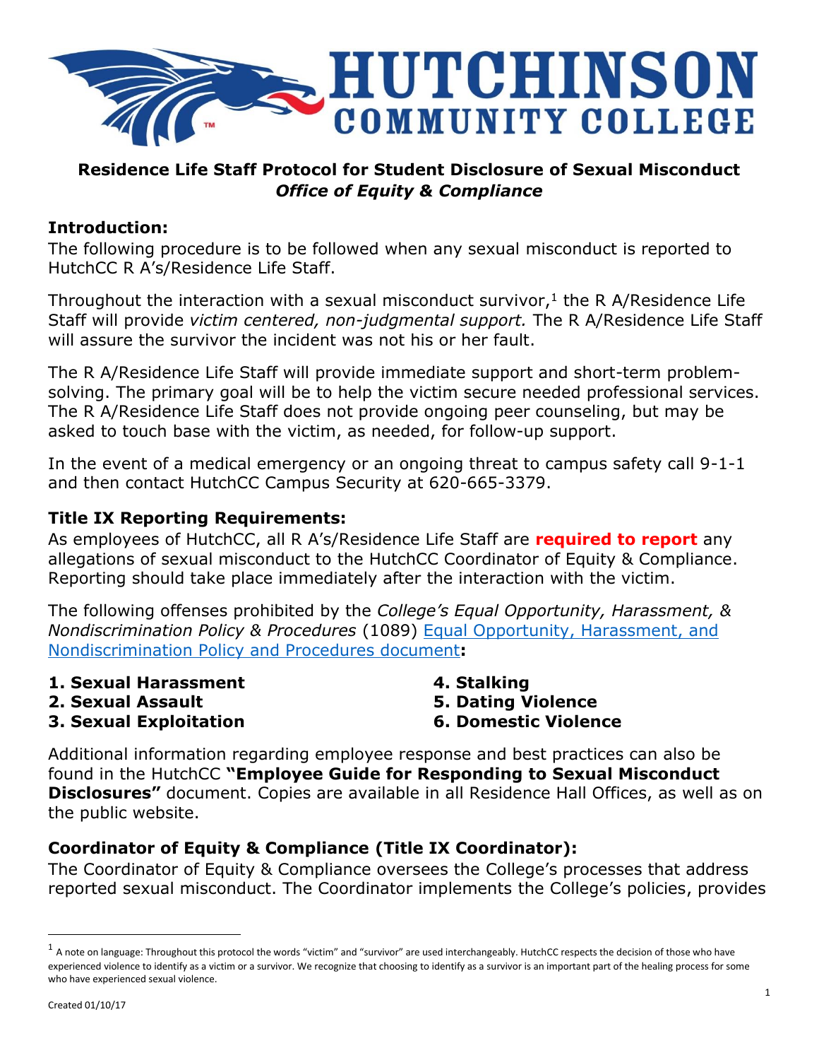# HUTCHINSON COMMUNITY COLLEGE

## Residence Life Staff Protocol for Student Disclosure of Sexual Misconduct

***Office of Equity & Compliance***

### Introduction:

The following procedure is to be followed when any sexual misconduct is reported to HutchCC R A's/Residence Life Staff.

Throughout the interaction with a sexual misconduct survivor,[1] the R A/Residence Life Staff will provide *victim centered, non-judgmental support.* The R A/Residence Life Staff will assure the survivor the incident was not his or her fault.

The R A/Residence Life Staff will provide immediate support and short-term problem-solving. The primary goal will be to help the victim secure needed professional services. The R A/Residence Life Staff does not provide ongoing peer counseling, but may be asked to touch base with the victim, as needed, for follow-up support.

In the event of a medical emergency or an ongoing threat to campus safety call 9-1-1 and then contact HutchCC Campus Security at 620-665-3379.

### Title IX Reporting Requirements:

As employees of HutchCC, all R A's/Residence Life Staff are **required to report** any allegations of sexual misconduct to the HutchCC Coordinator of Equity & Compliance. Reporting should take place immediately after the interaction with the victim.

The following offenses prohibited by the *College's Equal Opportunity, Harassment, & Nondiscrimination Policy & Procedures* (1089) Equal Opportunity, Harassment, and Nondiscrimination Policy and Procedures document**:**

1. **Sexual Harassment**
2. **Sexual Assault**
3. **Sexual Exploitation**
4. **Stalking**
5. **Dating Violence**
6. **Domestic Violence**

Additional information regarding employee response and best practices can also be found in the HutchCC **"Employee Guide for Responding to Sexual Misconduct Disclosures"** document. Copies are available in all Residence Hall Offices, as well as on the public website.

### Coordinator of Equity & Compliance (Title IX Coordinator):

The Coordinator of Equity & Compliance oversees the College's processes that address reported sexual misconduct. The Coordinator implements the College's policies, provides

[1] A note on language: Throughout this protocol the words "victim" and "survivor" are used interchangeably. HutchCC respects the decision of those who have experienced violence to identify as a victim or a survivor. We recognize that choosing to identify as a survivor is an important part of the healing process for some who have experienced sexual violence.

Created 01/10/17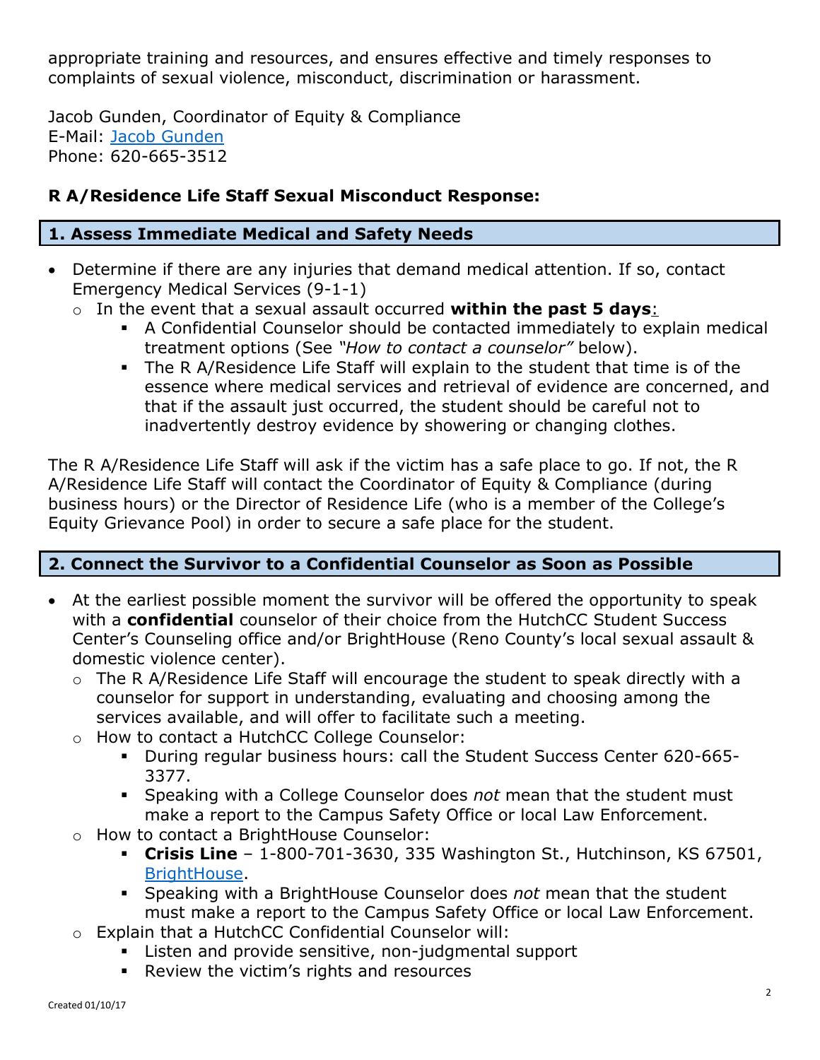appropriate training and resources, and ensures effective and timely responses to complaints of sexual violence, misconduct, discrimination or harassment.

Jacob Gunden, Coordinator of Equity & Compliance
E-Mail: Jacob Gunden
Phone: 620-665-3512

**R A/Residence Life Staff Sexual Misconduct Response:**

### 1. Assess Immediate Medical and Safety Needs

- Determine if there are any injuries that demand medical attention. If so, contact Emergency Medical Services (9-1-1)
  - In the event that a sexual assault occurred **within the past 5 days**:
    - A Confidential Counselor should be contacted immediately to explain medical treatment options (See *"How to contact a counselor"* below).
    - The R A/Residence Life Staff will explain to the student that time is of the essence where medical services and retrieval of evidence are concerned, and that if the assault just occurred, the student should be careful not to inadvertently destroy evidence by showering or changing clothes.

The R A/Residence Life Staff will ask if the victim has a safe place to go. If not, the R A/Residence Life Staff will contact the Coordinator of Equity & Compliance (during business hours) or the Director of Residence Life (who is a member of the College's Equity Grievance Pool) in order to secure a safe place for the student.

### 2. Connect the Survivor to a Confidential Counselor as Soon as Possible

- At the earliest possible moment the survivor will be offered the opportunity to speak with a **confidential** counselor of their choice from the HutchCC Student Success Center's Counseling office and/or BrightHouse (Reno County's local sexual assault & domestic violence center).
  - The R A/Residence Life Staff will encourage the student to speak directly with a counselor for support in understanding, evaluating and choosing among the services available, and will offer to facilitate such a meeting.
  - How to contact a HutchCC College Counselor:
    - During regular business hours: call the Student Success Center 620-665-3377.
    - Speaking with a College Counselor does *not* mean that the student must make a report to the Campus Safety Office or local Law Enforcement.
  - How to contact a BrightHouse Counselor:
    - **Crisis Line** – 1-800-701-3630, 335 Washington St., Hutchinson, KS 67501, BrightHouse.
    - Speaking with a BrightHouse Counselor does *not* mean that the student must make a report to the Campus Safety Office or local Law Enforcement.
  - Explain that a HutchCC Confidential Counselor will:
    - Listen and provide sensitive, non-judgmental support
    - Review the victim's rights and resources

Created 01/10/17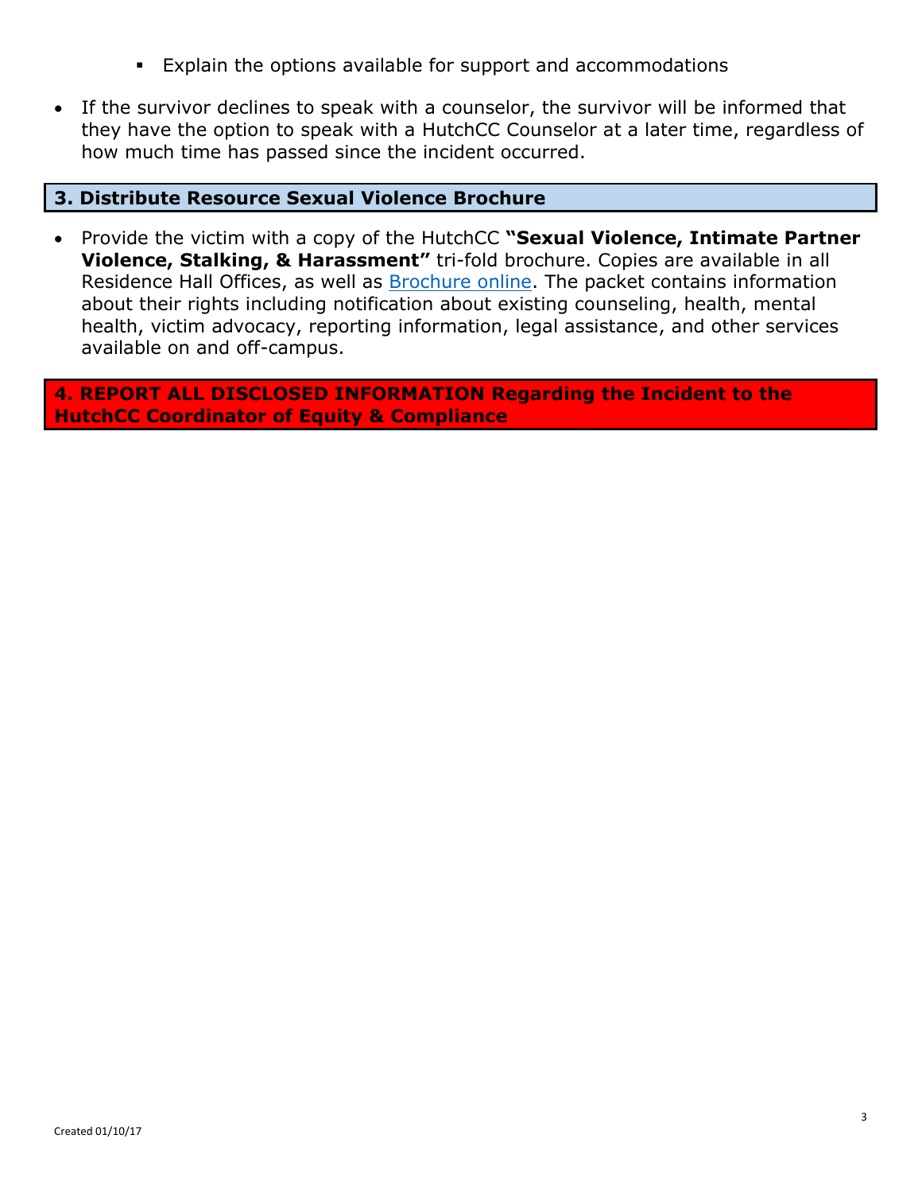- Explain the options available for support and accommodations

- If the survivor declines to speak with a counselor, the survivor will be informed that they have the option to speak with a HutchCC Counselor at a later time, regardless of how much time has passed since the incident occurred.

## 3. Distribute Resource Sexual Violence Brochure

- Provide the victim with a copy of the HutchCC **"Sexual Violence, Intimate Partner Violence, Stalking, & Harassment"** tri-fold brochure. Copies are available in all Residence Hall Offices, as well as Brochure online. The packet contains information about their rights including notification about existing counseling, health, mental health, victim advocacy, reporting information, legal assistance, and other services available on and off-campus.

## 4. REPORT ALL DISCLOSED INFORMATION Regarding the Incident to the HutchCC Coordinator of Equity & Compliance

Created 01/10/17